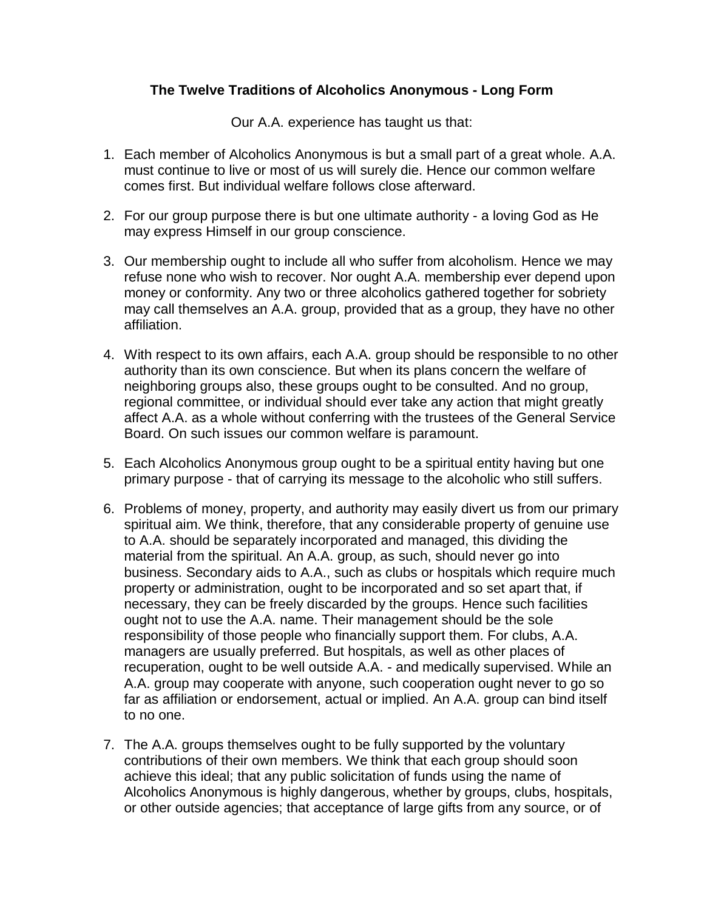**The Twelve Traditions of Alcoholics Anonymous - Long Form**

Our A.A. experience has taught us that:

1. Each member of Alcoholics Anonymous is but a small part of a great whole. A.A. must continue to live or most of us will surely die. Hence our common welfare comes first. But individual welfare follows close afterward.

2. For our group purpose there is but one ultimate authority - a loving God as He may express Himself in our group conscience.

3. Our membership ought to include all who suffer from alcoholism. Hence we may refuse none who wish to recover. Nor ought A.A. membership ever depend upon money or conformity. Any two or three alcoholics gathered together for sobriety may call themselves an A.A. group, provided that as a group, they have no other affiliation.

4. With respect to its own affairs, each A.A. group should be responsible to no other authority than its own conscience. But when its plans concern the welfare of neighboring groups also, these groups ought to be consulted. And no group, regional committee, or individual should ever take any action that might greatly affect A.A. as a whole without conferring with the trustees of the General Service Board. On such issues our common welfare is paramount.

5. Each Alcoholics Anonymous group ought to be a spiritual entity having but one primary purpose - that of carrying its message to the alcoholic who still suffers.

6. Problems of money, property, and authority may easily divert us from our primary spiritual aim. We think, therefore, that any considerable property of genuine use to A.A. should be separately incorporated and managed, this dividing the material from the spiritual. An A.A. group, as such, should never go into business. Secondary aids to A.A., such as clubs or hospitals which require much property or administration, ought to be incorporated and so set apart that, if necessary, they can be freely discarded by the groups. Hence such facilities ought not to use the A.A. name. Their management should be the sole responsibility of those people who financially support them. For clubs, A.A. managers are usually preferred. But hospitals, as well as other places of recuperation, ought to be well outside A.A. - and medically supervised. While an A.A. group may cooperate with anyone, such cooperation ought never to go so far as affiliation or endorsement, actual or implied. An A.A. group can bind itself to no one.

7. The A.A. groups themselves ought to be fully supported by the voluntary contributions of their own members. We think that each group should soon achieve this ideal; that any public solicitation of funds using the name of Alcoholics Anonymous is highly dangerous, whether by groups, clubs, hospitals, or other outside agencies; that acceptance of large gifts from any source, or of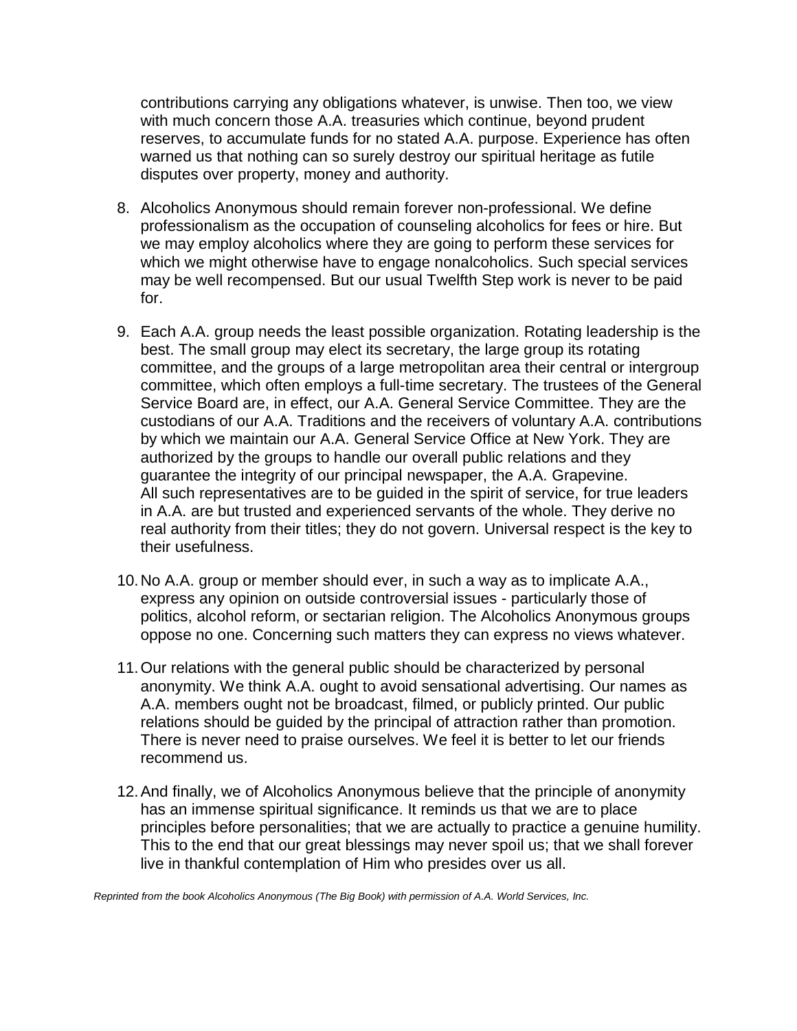contributions carrying any obligations whatever, is unwise. Then too, we view with much concern those A.A. treasuries which continue, beyond prudent reserves, to accumulate funds for no stated A.A. purpose. Experience has often warned us that nothing can so surely destroy our spiritual heritage as futile disputes over property, money and authority.

8. Alcoholics Anonymous should remain forever non-professional. We define professionalism as the occupation of counseling alcoholics for fees or hire. But we may employ alcoholics where they are going to perform these services for which we might otherwise have to engage nonalcoholics. Such special services may be well recompensed. But our usual Twelfth Step work is never to be paid for.

9. Each A.A. group needs the least possible organization. Rotating leadership is the best. The small group may elect its secretary, the large group its rotating committee, and the groups of a large metropolitan area their central or intergroup committee, which often employs a full-time secretary. The trustees of the General Service Board are, in effect, our A.A. General Service Committee. They are the custodians of our A.A. Traditions and the receivers of voluntary A.A. contributions by which we maintain our A.A. General Service Office at New York. They are authorized by the groups to handle our overall public relations and they guarantee the integrity of our principal newspaper, the A.A. Grapevine.
   All such representatives are to be guided in the spirit of service, for true leaders in A.A. are but trusted and experienced servants of the whole. They derive no real authority from their titles; they do not govern. Universal respect is the key to their usefulness.

10. No A.A. group or member should ever, in such a way as to implicate A.A., express any opinion on outside controversial issues - particularly those of politics, alcohol reform, or sectarian religion. The Alcoholics Anonymous groups oppose no one. Concerning such matters they can express no views whatever.

11. Our relations with the general public should be characterized by personal anonymity. We think A.A. ought to avoid sensational advertising. Our names as A.A. members ought not be broadcast, filmed, or publicly printed. Our public relations should be guided by the principal of attraction rather than promotion. There is never need to praise ourselves. We feel it is better to let our friends recommend us.

12. And finally, we of Alcoholics Anonymous believe that the principle of anonymity has an immense spiritual significance. It reminds us that we are to place principles before personalities; that we are actually to practice a genuine humility. This to the end that our great blessings may never spoil us; that we shall forever live in thankful contemplation of Him who presides over us all.

*Reprinted from the book Alcoholics Anonymous (The Big Book) with permission of A.A. World Services, Inc.*